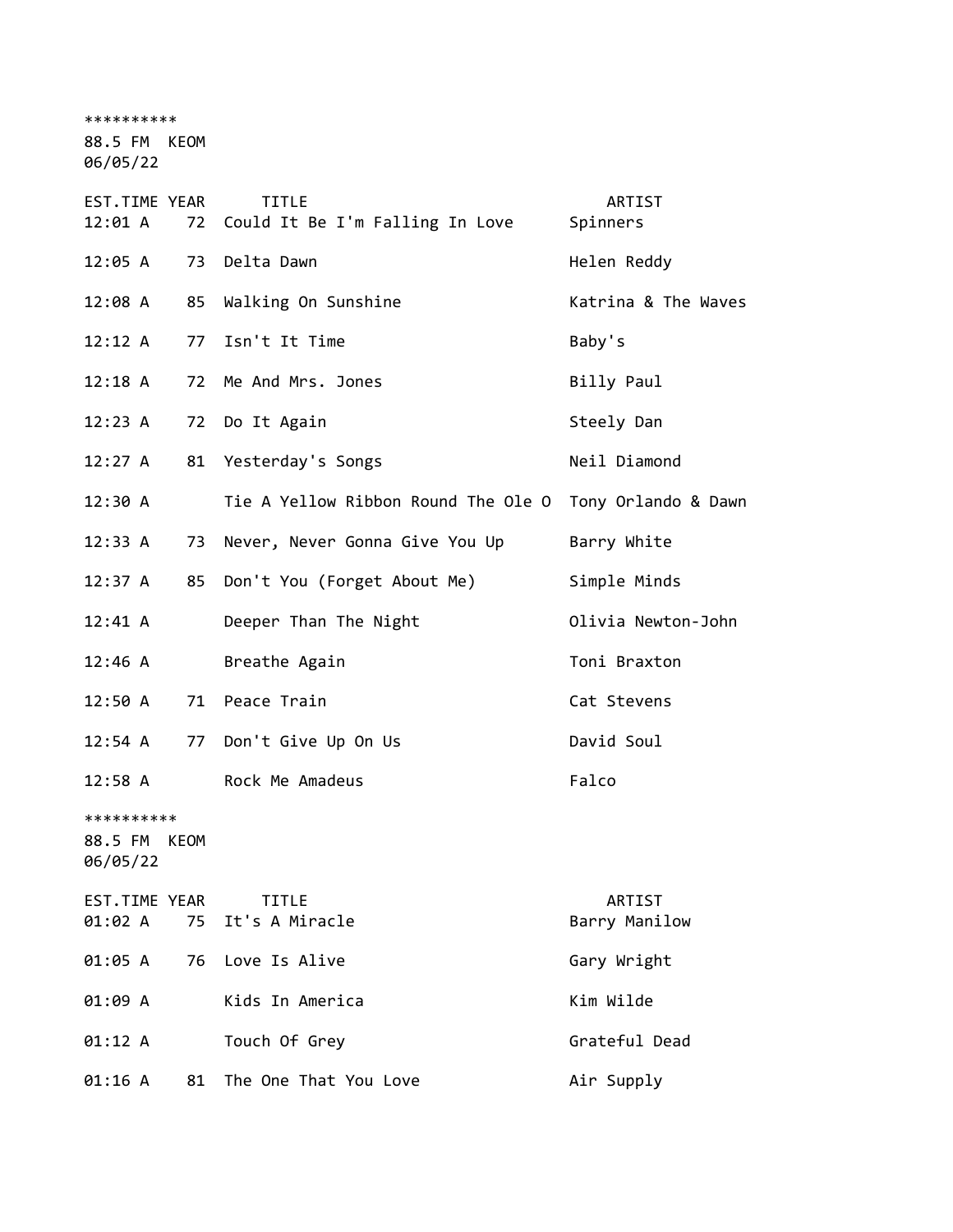**********
88.5 FM KEOM
06/05/22

| EST.TIME | YEAR | TITLE | ARTIST |
|---|---|---|---|
| 12:01 A | 72 | Could It Be I'm Falling In Love | Spinners |
| 12:05 A | 73 | Delta Dawn | Helen Reddy |
| 12:08 A | 85 | Walking On Sunshine | Katrina & The Waves |
| 12:12 A | 77 | Isn't It Time | Baby's |
| 12:18 A | 72 | Me And Mrs. Jones | Billy Paul |
| 12:23 A | 72 | Do It Again | Steely Dan |
| 12:27 A | 81 | Yesterday's Songs | Neil Diamond |
| 12:30 A | | Tie A Yellow Ribbon Round The Ole O | Tony Orlando & Dawn |
| 12:33 A | 73 | Never, Never Gonna Give You Up | Barry White |
| 12:37 A | 85 | Don't You (Forget About Me) | Simple Minds |
| 12:41 A | | Deeper Than The Night | Olivia Newton-John |
| 12:46 A | | Breathe Again | Toni Braxton |
| 12:50 A | 71 | Peace Train | Cat Stevens |
| 12:54 A | 77 | Don't Give Up On Us | David Soul |
| 12:58 A | | Rock Me Amadeus | Falco |

**********
88.5 FM KEOM
06/05/22

| EST.TIME | YEAR | TITLE | ARTIST |
|---|---|---|---|
| 01:02 A | 75 | It's A Miracle | Barry Manilow |
| 01:05 A | 76 | Love Is Alive | Gary Wright |
| 01:09 A | | Kids In America | Kim Wilde |
| 01:12 A | | Touch Of Grey | Grateful Dead |
| 01:16 A | 81 | The One That You Love | Air Supply |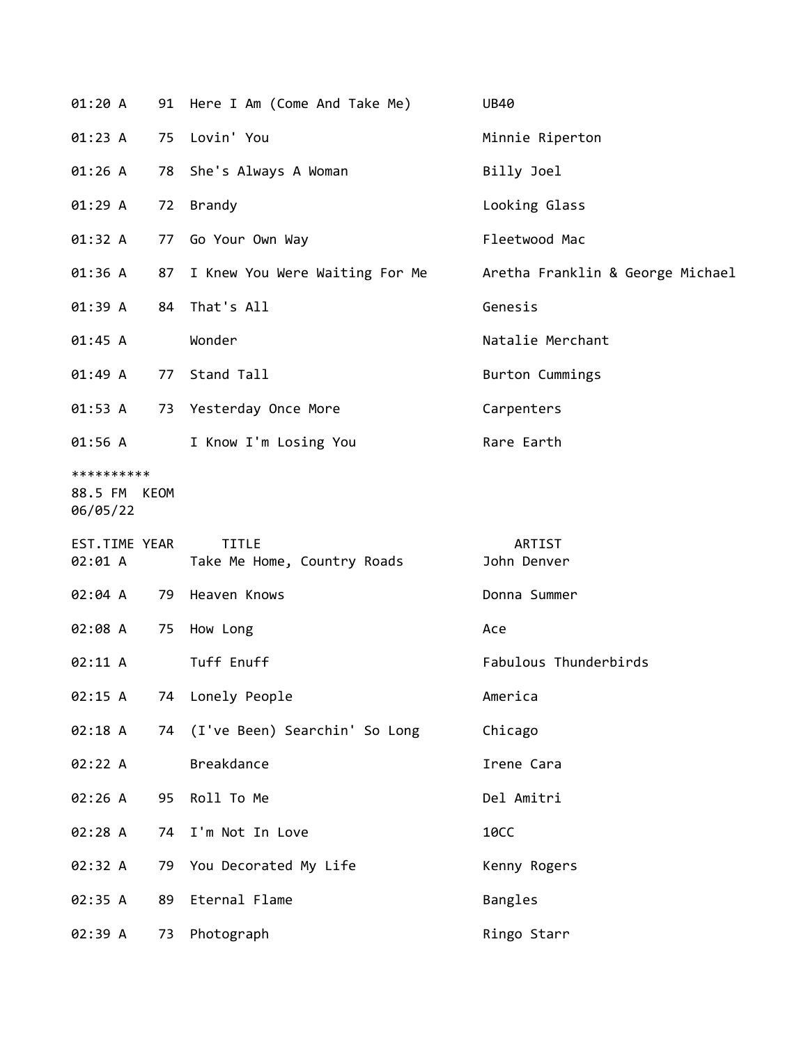| EST.TIME | YEAR | TITLE | ARTIST |
|---|---|---|---|
| 01:20 A | 91 | Here I Am (Come And Take Me) | UB40 |
| 01:23 A | 75 | Lovin' You | Minnie Riperton |
| 01:26 A | 78 | She's Always A Woman | Billy Joel |
| 01:29 A | 72 | Brandy | Looking Glass |
| 01:32 A | 77 | Go Your Own Way | Fleetwood Mac |
| 01:36 A | 87 | I Knew You Were Waiting For Me | Aretha Franklin & George Michael |
| 01:39 A | 84 | That's All | Genesis |
| 01:45 A | | Wonder | Natalie Merchant |
| 01:49 A | 77 | Stand Tall | Burton Cummings |
| 01:53 A | 73 | Yesterday Once More | Carpenters |
| 01:56 A | | I Know I'm Losing You | Rare Earth |

**********
88.5 FM  KEOM
06/05/22

| EST.TIME | YEAR | TITLE | ARTIST |
|---|---|---|---|
| 02:01 A | | Take Me Home, Country Roads | John Denver |
| 02:04 A | 79 | Heaven Knows | Donna Summer |
| 02:08 A | 75 | How Long | Ace |
| 02:11 A | | Tuff Enuff | Fabulous Thunderbirds |
| 02:15 A | 74 | Lonely People | America |
| 02:18 A | 74 | (I've Been) Searchin' So Long | Chicago |
| 02:22 A | | Breakdance | Irene Cara |
| 02:26 A | 95 | Roll To Me | Del Amitri |
| 02:28 A | 74 | I'm Not In Love | 10CC |
| 02:32 A | 79 | You Decorated My Life | Kenny Rogers |
| 02:35 A | 89 | Eternal Flame | Bangles |
| 02:39 A | 73 | Photograph | Ringo Starr |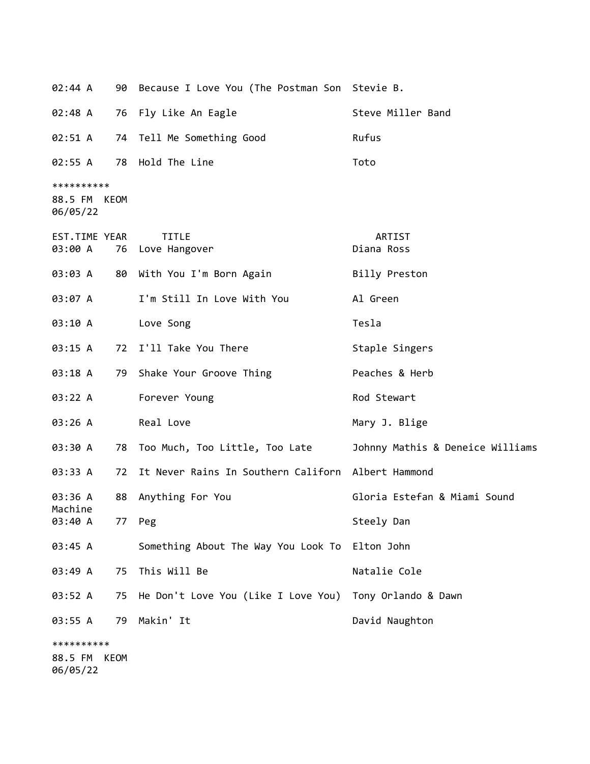| EST.TIME | YEAR | TITLE | ARTIST |
|---|---|---|---|
| 02:44 A | 90 | Because I Love You (The Postman Son | Stevie B. |
| 02:48 A | 76 | Fly Like An Eagle | Steve Miller Band |
| 02:51 A | 74 | Tell Me Something Good | Rufus |
| 02:55 A | 78 | Hold The Line | Toto |

**********
88.5 FM KEOM
06/05/22

| EST.TIME | YEAR | TITLE | ARTIST |
|---|---|---|---|
| 03:00 A | 76 | Love Hangover | Diana Ross |
| 03:03 A | 80 | With You I'm Born Again | Billy Preston |
| 03:07 A | | I'm Still In Love With You | Al Green |
| 03:10 A | | Love Song | Tesla |
| 03:15 A | 72 | I'll Take You There | Staple Singers |
| 03:18 A | 79 | Shake Your Groove Thing | Peaches & Herb |
| 03:22 A | | Forever Young | Rod Stewart |
| 03:26 A | | Real Love | Mary J. Blige |
| 03:30 A | 78 | Too Much, Too Little, Too Late | Johnny Mathis & Deneice Williams |
| 03:33 A | 72 | It Never Rains In Southern Californ | Albert Hammond |
| 03:36 A | 88 | Anything For You | Gloria Estefan & Miami Sound Machine |
| 03:40 A | 77 | Peg | Steely Dan |
| 03:45 A | | Something About The Way You Look To | Elton John |
| 03:49 A | 75 | This Will Be | Natalie Cole |
| 03:52 A | 75 | He Don't Love You (Like I Love You) | Tony Orlando & Dawn |
| 03:55 A | 79 | Makin' It | David Naughton |

**********
88.5 FM KEOM
06/05/22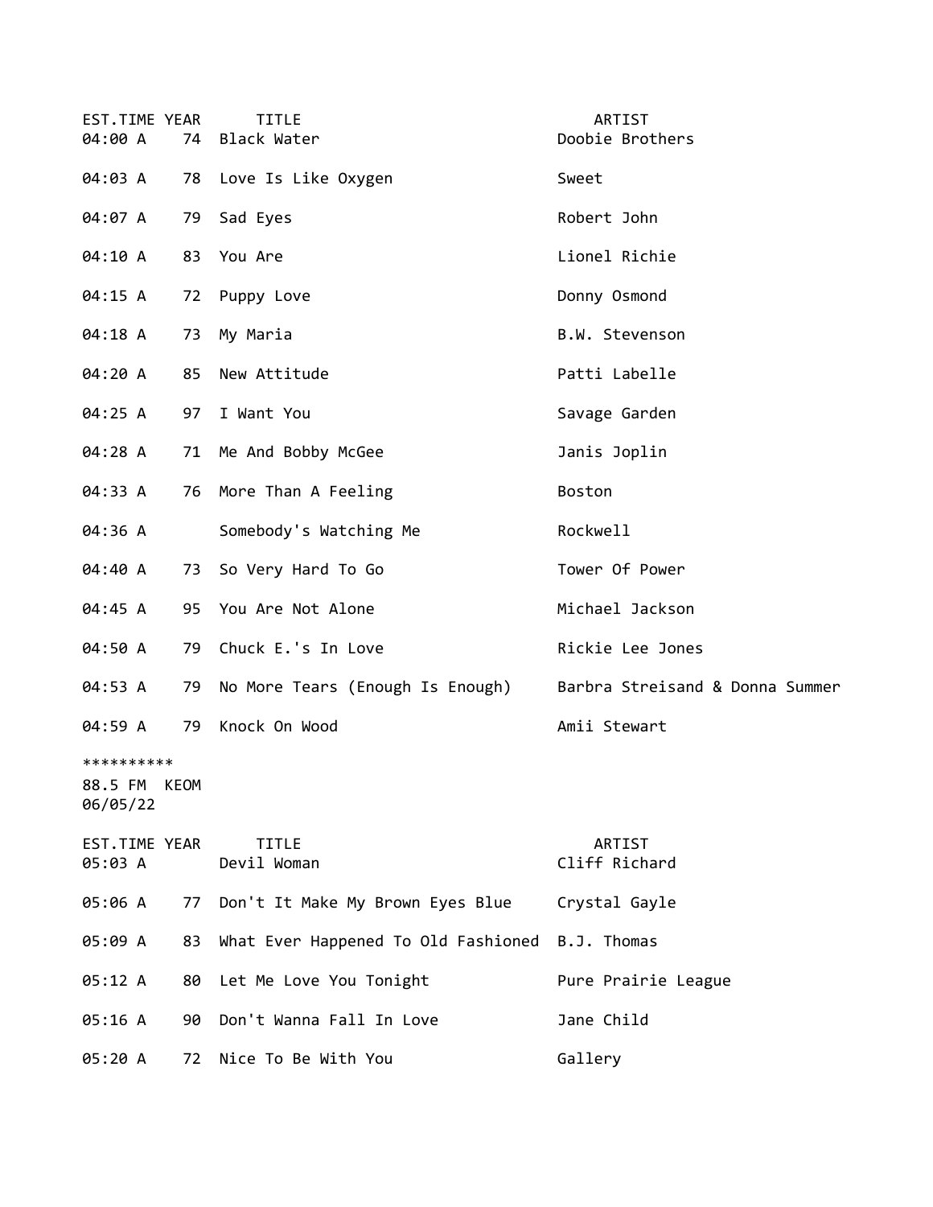| EST.TIME | YEAR | TITLE | ARTIST |
|---|---|---|---|
| 04:00 A | 74 | Black Water | Doobie Brothers |
| 04:03 A | 78 | Love Is Like Oxygen | Sweet |
| 04:07 A | 79 | Sad Eyes | Robert John |
| 04:10 A | 83 | You Are | Lionel Richie |
| 04:15 A | 72 | Puppy Love | Donny Osmond |
| 04:18 A | 73 | My Maria | B.W. Stevenson |
| 04:20 A | 85 | New Attitude | Patti Labelle |
| 04:25 A | 97 | I Want You | Savage Garden |
| 04:28 A | 71 | Me And Bobby McGee | Janis Joplin |
| 04:33 A | 76 | More Than A Feeling | Boston |
| 04:36 A | | Somebody's Watching Me | Rockwell |
| 04:40 A | 73 | So Very Hard To Go | Tower Of Power |
| 04:45 A | 95 | You Are Not Alone | Michael Jackson |
| 04:50 A | 79 | Chuck E.'s In Love | Rickie Lee Jones |
| 04:53 A | 79 | No More Tears (Enough Is Enough) | Barbra Streisand & Donna Summer |
| 04:59 A | 79 | Knock On Wood | Amii Stewart |

**********

88.5 FM KEOM
06/05/22

| EST.TIME | YEAR | TITLE | ARTIST |
|---|---|---|---|
| 05:03 A | | Devil Woman | Cliff Richard |
| 05:06 A | 77 | Don't It Make My Brown Eyes Blue | Crystal Gayle |
| 05:09 A | 83 | What Ever Happened To Old Fashioned | B.J. Thomas |
| 05:12 A | 80 | Let Me Love You Tonight | Pure Prairie League |
| 05:16 A | 90 | Don't Wanna Fall In Love | Jane Child |
| 05:20 A | 72 | Nice To Be With You | Gallery |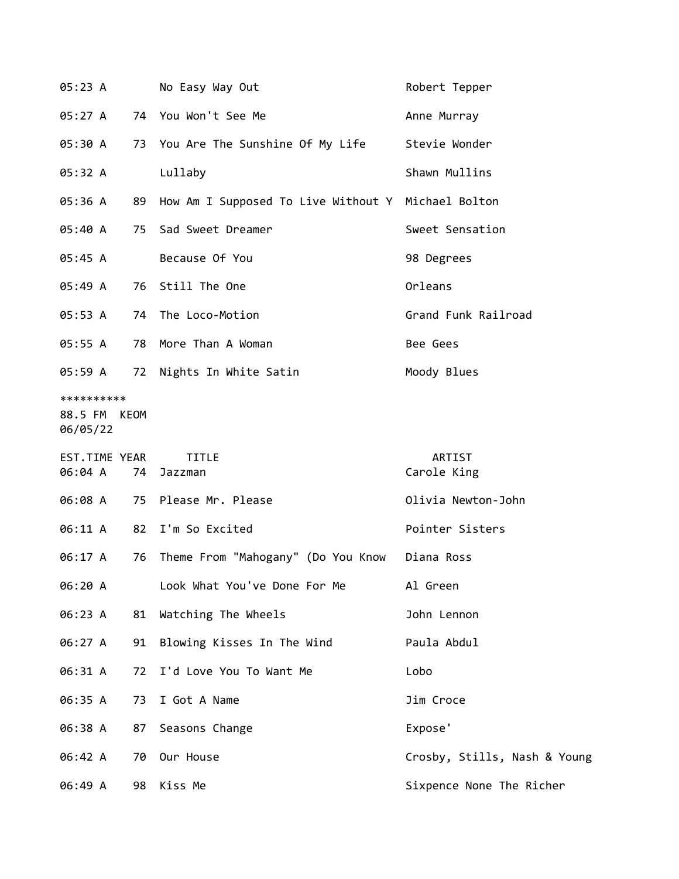| EST.TIME | YEAR | TITLE | ARTIST |
|---|---|---|---|
| 05:23 A | | No Easy Way Out | Robert Tepper |
| 05:27 A | 74 | You Won't See Me | Anne Murray |
| 05:30 A | 73 | You Are The Sunshine Of My Life | Stevie Wonder |
| 05:32 A | | Lullaby | Shawn Mullins |
| 05:36 A | 89 | How Am I Supposed To Live Without Y | Michael Bolton |
| 05:40 A | 75 | Sad Sweet Dreamer | Sweet Sensation |
| 05:45 A | | Because Of You | 98 Degrees |
| 05:49 A | 76 | Still The One | Orleans |
| 05:53 A | 74 | The Loco-Motion | Grand Funk Railroad |
| 05:55 A | 78 | More Than A Woman | Bee Gees |
| 05:59 A | 72 | Nights In White Satin | Moody Blues |

**********
88.5 FM KEOM
06/05/22

| EST.TIME | YEAR | TITLE | ARTIST |
|---|---|---|---|
| 06:04 A | 74 | Jazzman | Carole King |
| 06:08 A | 75 | Please Mr. Please | Olivia Newton-John |
| 06:11 A | 82 | I'm So Excited | Pointer Sisters |
| 06:17 A | 76 | Theme From "Mahogany" (Do You Know | Diana Ross |
| 06:20 A | | Look What You've Done For Me | Al Green |
| 06:23 A | 81 | Watching The Wheels | John Lennon |
| 06:27 A | 91 | Blowing Kisses In The Wind | Paula Abdul |
| 06:31 A | 72 | I'd Love You To Want Me | Lobo |
| 06:35 A | 73 | I Got A Name | Jim Croce |
| 06:38 A | 87 | Seasons Change | Expose' |
| 06:42 A | 70 | Our House | Crosby, Stills, Nash & Young |
| 06:49 A | 98 | Kiss Me | Sixpence None The Richer |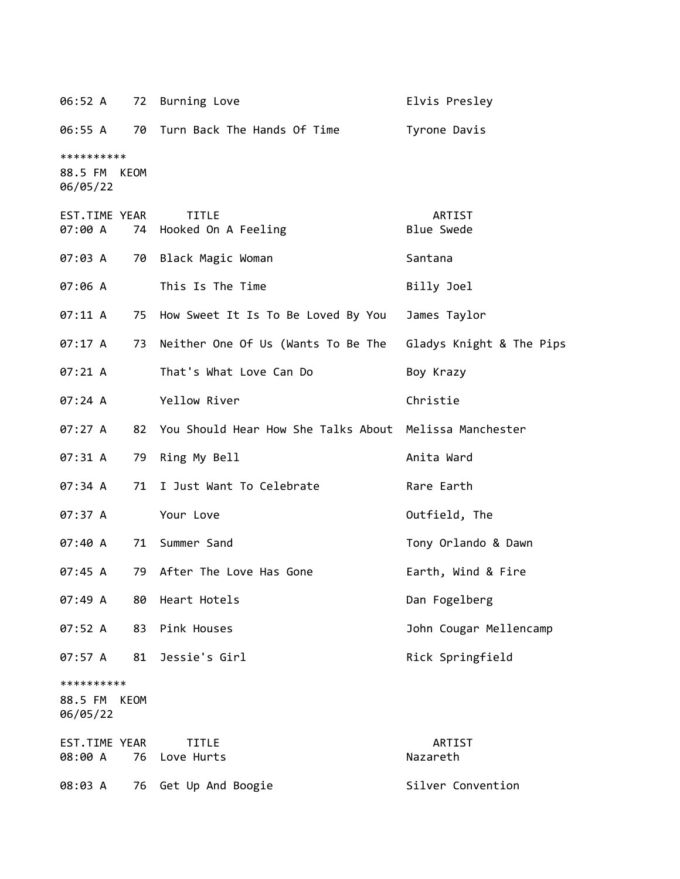| EST.TIME | YEAR | TITLE | ARTIST |
|---|---|---|---|
| 06:52 A | 72 | Burning Love | Elvis Presley |
| 06:55 A | 70 | Turn Back The Hands Of Time | Tyrone Davis |

**********
88.5 FM KEOM
06/05/22

| EST.TIME | YEAR | TITLE | ARTIST |
|---|---|---|---|
| 07:00 A | 74 | Hooked On A Feeling | Blue Swede |
| 07:03 A | 70 | Black Magic Woman | Santana |
| 07:06 A | | This Is The Time | Billy Joel |
| 07:11 A | 75 | How Sweet It Is To Be Loved By You | James Taylor |
| 07:17 A | 73 | Neither One Of Us (Wants To Be The | Gladys Knight & The Pips |
| 07:21 A | | That's What Love Can Do | Boy Krazy |
| 07:24 A | | Yellow River | Christie |
| 07:27 A | 82 | You Should Hear How She Talks About | Melissa Manchester |
| 07:31 A | 79 | Ring My Bell | Anita Ward |
| 07:34 A | 71 | I Just Want To Celebrate | Rare Earth |
| 07:37 A | | Your Love | Outfield, The |
| 07:40 A | 71 | Summer Sand | Tony Orlando & Dawn |
| 07:45 A | 79 | After The Love Has Gone | Earth, Wind & Fire |
| 07:49 A | 80 | Heart Hotels | Dan Fogelberg |
| 07:52 A | 83 | Pink Houses | John Cougar Mellencamp |
| 07:57 A | 81 | Jessie's Girl | Rick Springfield |

**********
88.5 FM KEOM
06/05/22

| EST.TIME | YEAR | TITLE | ARTIST |
|---|---|---|---|
| 08:00 A | 76 | Love Hurts | Nazareth |
| 08:03 A | 76 | Get Up And Boogie | Silver Convention |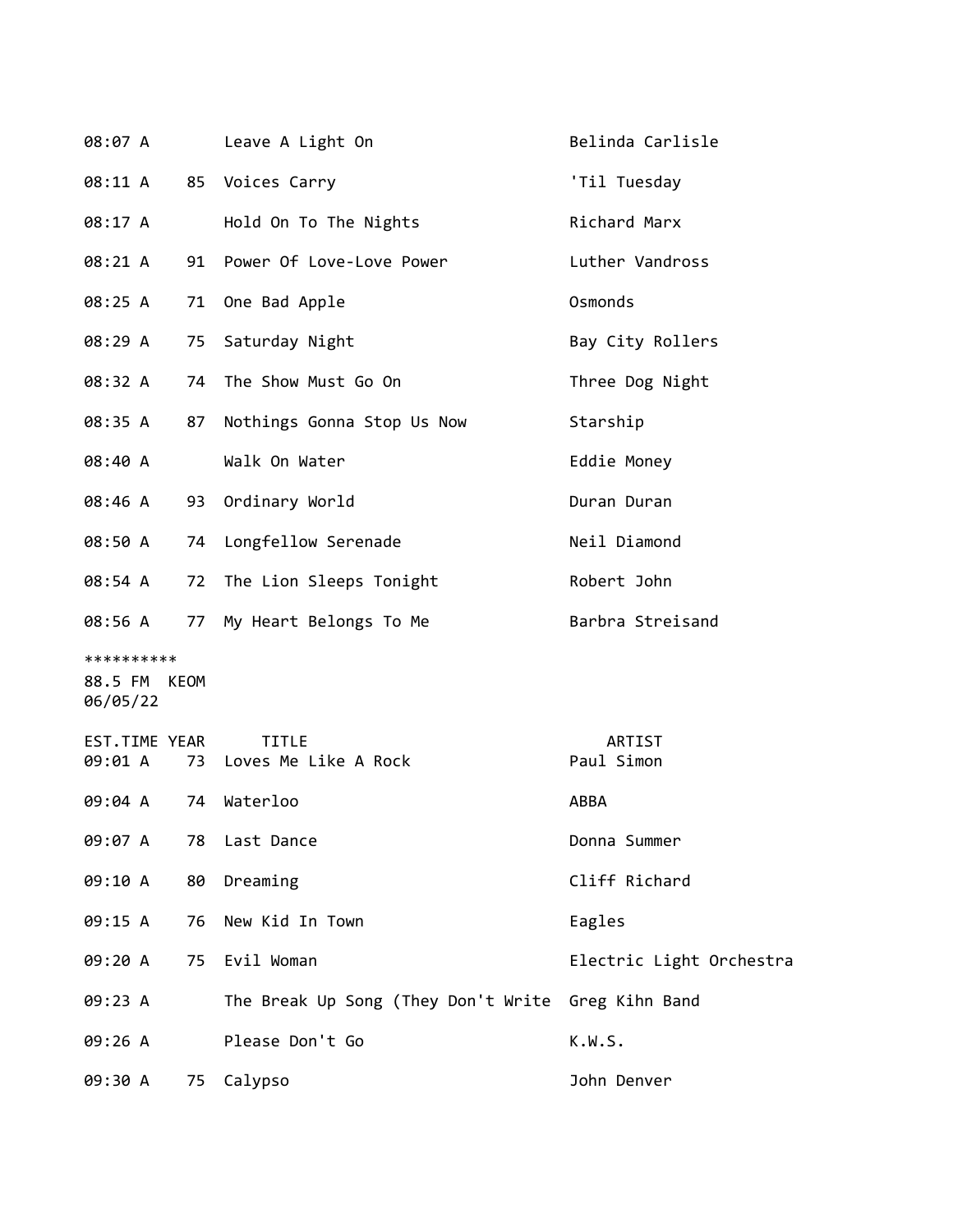| | | | |
|---|---|---|---|
| 08:07 A | | Leave A Light On | Belinda Carlisle |
| 08:11 A | 85 | Voices Carry | 'Til Tuesday |
| 08:17 A | | Hold On To The Nights | Richard Marx |
| 08:21 A | 91 | Power Of Love-Love Power | Luther Vandross |
| 08:25 A | 71 | One Bad Apple | Osmonds |
| 08:29 A | 75 | Saturday Night | Bay City Rollers |
| 08:32 A | 74 | The Show Must Go On | Three Dog Night |
| 08:35 A | 87 | Nothings Gonna Stop Us Now | Starship |
| 08:40 A | | Walk On Water | Eddie Money |
| 08:46 A | 93 | Ordinary World | Duran Duran |
| 08:50 A | 74 | Longfellow Serenade | Neil Diamond |
| 08:54 A | 72 | The Lion Sleeps Tonight | Robert John |
| 08:56 A | 77 | My Heart Belongs To Me | Barbra Streisand |

**********
88.5 FM KEOM
06/05/22

| EST.TIME | YEAR | TITLE | ARTIST |
|---|---|---|---|
| 09:01 A | 73 | Loves Me Like A Rock | Paul Simon |
| 09:04 A | 74 | Waterloo | ABBA |
| 09:07 A | 78 | Last Dance | Donna Summer |
| 09:10 A | 80 | Dreaming | Cliff Richard |
| 09:15 A | 76 | New Kid In Town | Eagles |
| 09:20 A | 75 | Evil Woman | Electric Light Orchestra |
| 09:23 A | | The Break Up Song (They Don't Write | Greg Kihn Band |
| 09:26 A | | Please Don't Go | K.W.S. |
| 09:30 A | 75 | Calypso | John Denver |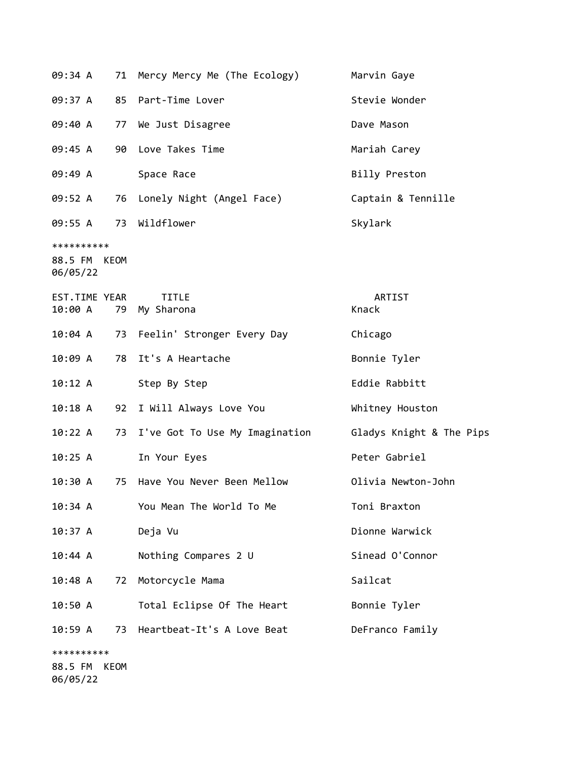| EST.TIME | YEAR | TITLE | ARTIST |
|---|---|---|---|
| 09:34 A | 71 | Mercy Mercy Me (The Ecology) | Marvin Gaye |
| 09:37 A | 85 | Part-Time Lover | Stevie Wonder |
| 09:40 A | 77 | We Just Disagree | Dave Mason |
| 09:45 A | 90 | Love Takes Time | Mariah Carey |
| 09:49 A | | Space Race | Billy Preston |
| 09:52 A | 76 | Lonely Night (Angel Face) | Captain & Tennille |
| 09:55 A | 73 | Wildflower | Skylark |

**********

88.5 FM KEOM
06/05/22

| EST.TIME | YEAR | TITLE | ARTIST |
|---|---|---|---|
| 10:00 A | 79 | My Sharona | Knack |
| 10:04 A | 73 | Feelin' Stronger Every Day | Chicago |
| 10:09 A | 78 | It's A Heartache | Bonnie Tyler |
| 10:12 A | | Step By Step | Eddie Rabbitt |
| 10:18 A | 92 | I Will Always Love You | Whitney Houston |
| 10:22 A | 73 | I've Got To Use My Imagination | Gladys Knight & The Pips |
| 10:25 A | | In Your Eyes | Peter Gabriel |
| 10:30 A | 75 | Have You Never Been Mellow | Olivia Newton-John |
| 10:34 A | | You Mean The World To Me | Toni Braxton |
| 10:37 A | | Deja Vu | Dionne Warwick |
| 10:44 A | | Nothing Compares 2 U | Sinead O'Connor |
| 10:48 A | 72 | Motorcycle Mama | Sailcat |
| 10:50 A | | Total Eclipse Of The Heart | Bonnie Tyler |
| 10:59 A | 73 | Heartbeat-It's A Love Beat | DeFranco Family |

**********

88.5 FM KEOM
06/05/22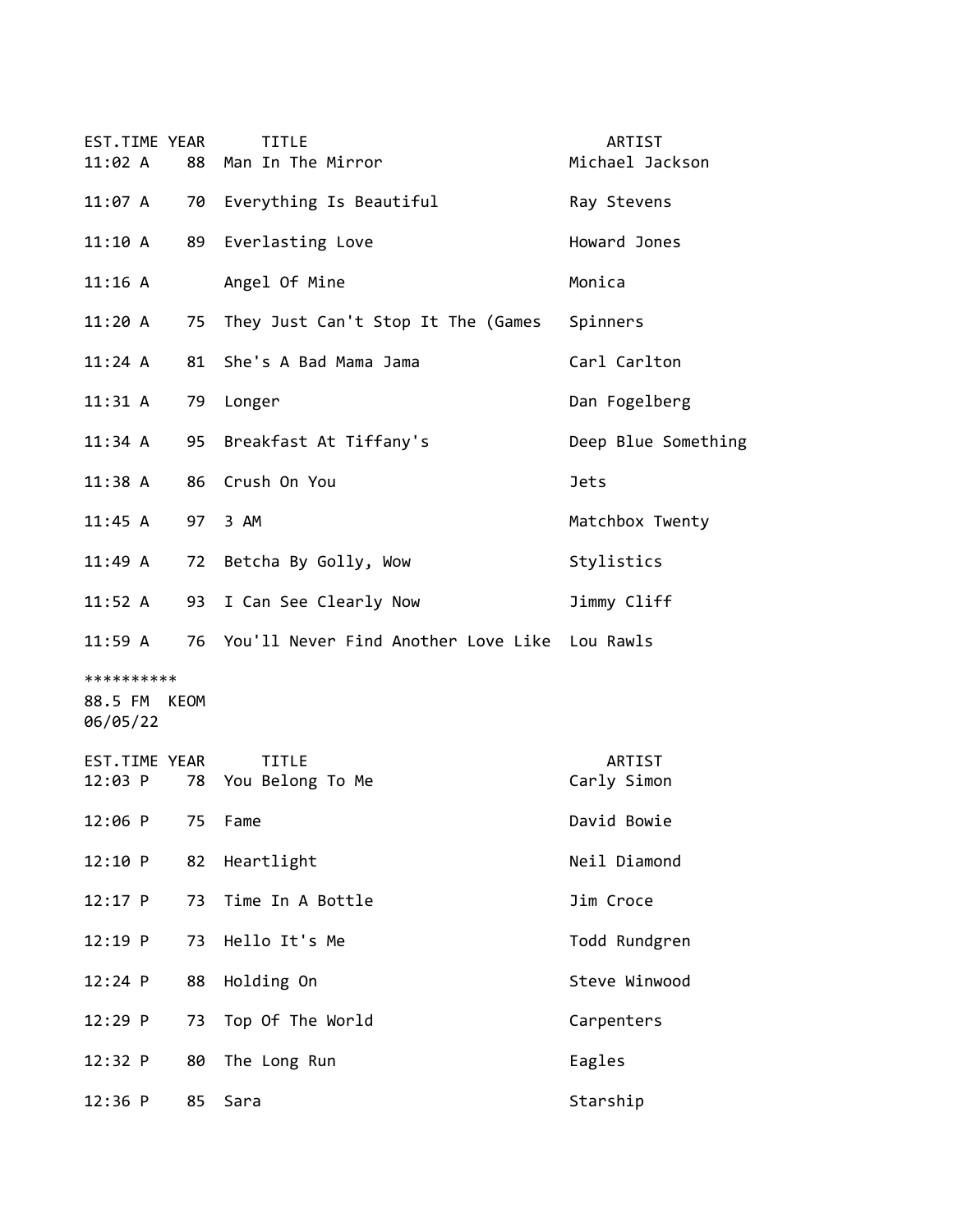| EST.TIME | YEAR | TITLE | ARTIST |
|---|---|---|---|
| 11:02 A | 88 | Man In The Mirror | Michael Jackson |
| 11:07 A | 70 | Everything Is Beautiful | Ray Stevens |
| 11:10 A | 89 | Everlasting Love | Howard Jones |
| 11:16 A | | Angel Of Mine | Monica |
| 11:20 A | 75 | They Just Can't Stop It The (Games | Spinners |
| 11:24 A | 81 | She's A Bad Mama Jama | Carl Carlton |
| 11:31 A | 79 | Longer | Dan Fogelberg |
| 11:34 A | 95 | Breakfast At Tiffany's | Deep Blue Something |
| 11:38 A | 86 | Crush On You | Jets |
| 11:45 A | 97 | 3 AM | Matchbox Twenty |
| 11:49 A | 72 | Betcha By Golly, Wow | Stylistics |
| 11:52 A | 93 | I Can See Clearly Now | Jimmy Cliff |
| 11:59 A | 76 | You'll Never Find Another Love Like | Lou Rawls |

**********
88.5 FM KEOM
06/05/22

| EST.TIME | YEAR | TITLE | ARTIST |
|---|---|---|---|
| 12:03 P | 78 | You Belong To Me | Carly Simon |
| 12:06 P | 75 | Fame | David Bowie |
| 12:10 P | 82 | Heartlight | Neil Diamond |
| 12:17 P | 73 | Time In A Bottle | Jim Croce |
| 12:19 P | 73 | Hello It's Me | Todd Rundgren |
| 12:24 P | 88 | Holding On | Steve Winwood |
| 12:29 P | 73 | Top Of The World | Carpenters |
| 12:32 P | 80 | The Long Run | Eagles |
| 12:36 P | 85 | Sara | Starship |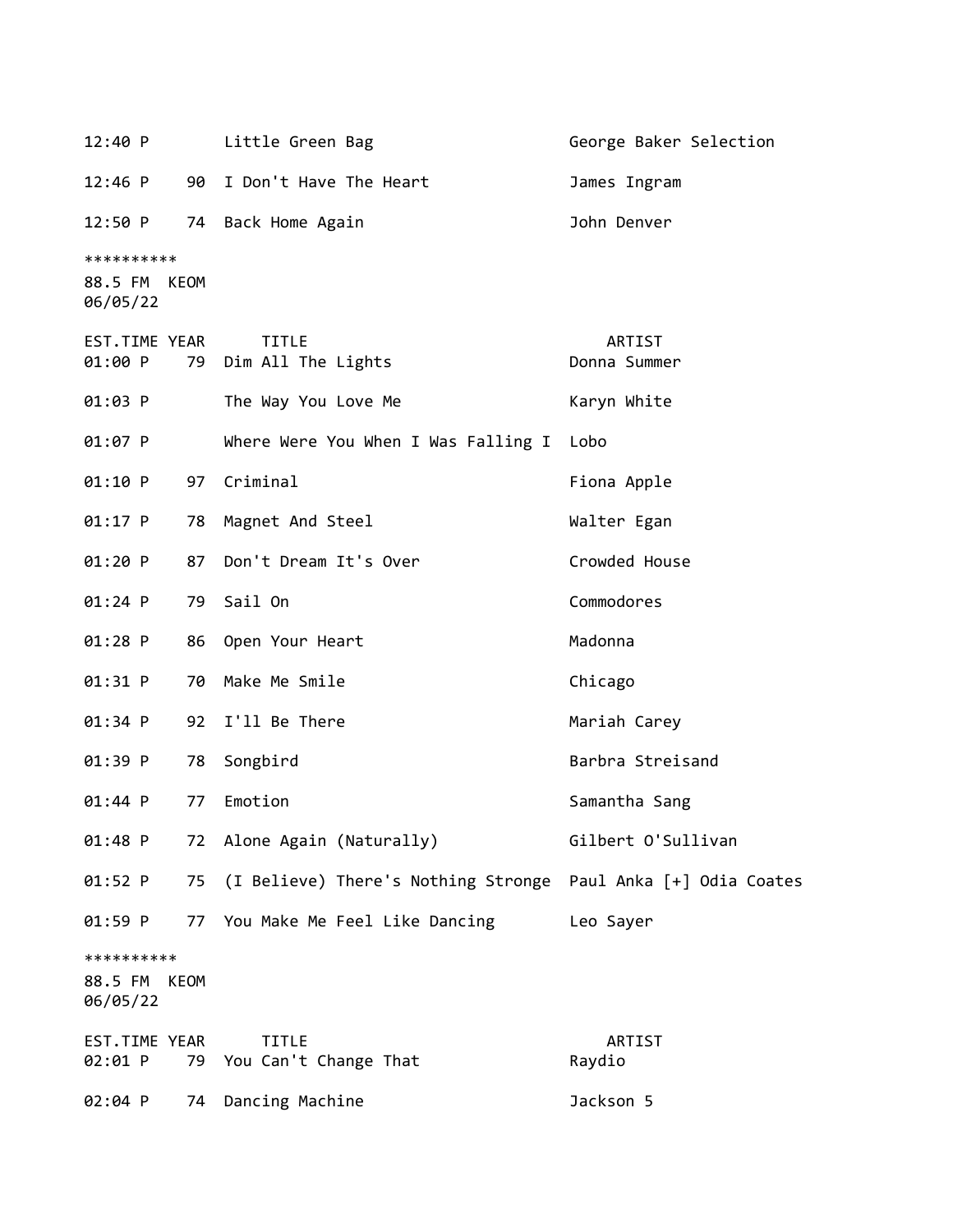| EST.TIME | YEAR | TITLE | ARTIST |
|---|---|---|---|
| 12:40 P | | Little Green Bag | George Baker Selection |
| 12:46 P | 90 | I Don't Have The Heart | James Ingram |
| 12:50 P | 74 | Back Home Again | John Denver |

**********

88.5 FM KEOM
06/05/22

| EST.TIME | YEAR | TITLE | ARTIST |
|---|---|---|---|
| 01:00 P | 79 | Dim All The Lights | Donna Summer |
| 01:03 P | | The Way You Love Me | Karyn White |
| 01:07 P | | Where Were You When I Was Falling I | Lobo |
| 01:10 P | 97 | Criminal | Fiona Apple |
| 01:17 P | 78 | Magnet And Steel | Walter Egan |
| 01:20 P | 87 | Don't Dream It's Over | Crowded House |
| 01:24 P | 79 | Sail On | Commodores |
| 01:28 P | 86 | Open Your Heart | Madonna |
| 01:31 P | 70 | Make Me Smile | Chicago |
| 01:34 P | 92 | I'll Be There | Mariah Carey |
| 01:39 P | 78 | Songbird | Barbra Streisand |
| 01:44 P | 77 | Emotion | Samantha Sang |
| 01:48 P | 72 | Alone Again (Naturally) | Gilbert O'Sullivan |
| 01:52 P | 75 | (I Believe) There's Nothing Stronge | Paul Anka [+] Odia Coates |
| 01:59 P | 77 | You Make Me Feel Like Dancing | Leo Sayer |

**********

88.5 FM KEOM
06/05/22

| EST.TIME | YEAR | TITLE | ARTIST |
|---|---|---|---|
| 02:01 P | 79 | You Can't Change That | Raydio |
| 02:04 P | 74 | Dancing Machine | Jackson 5 |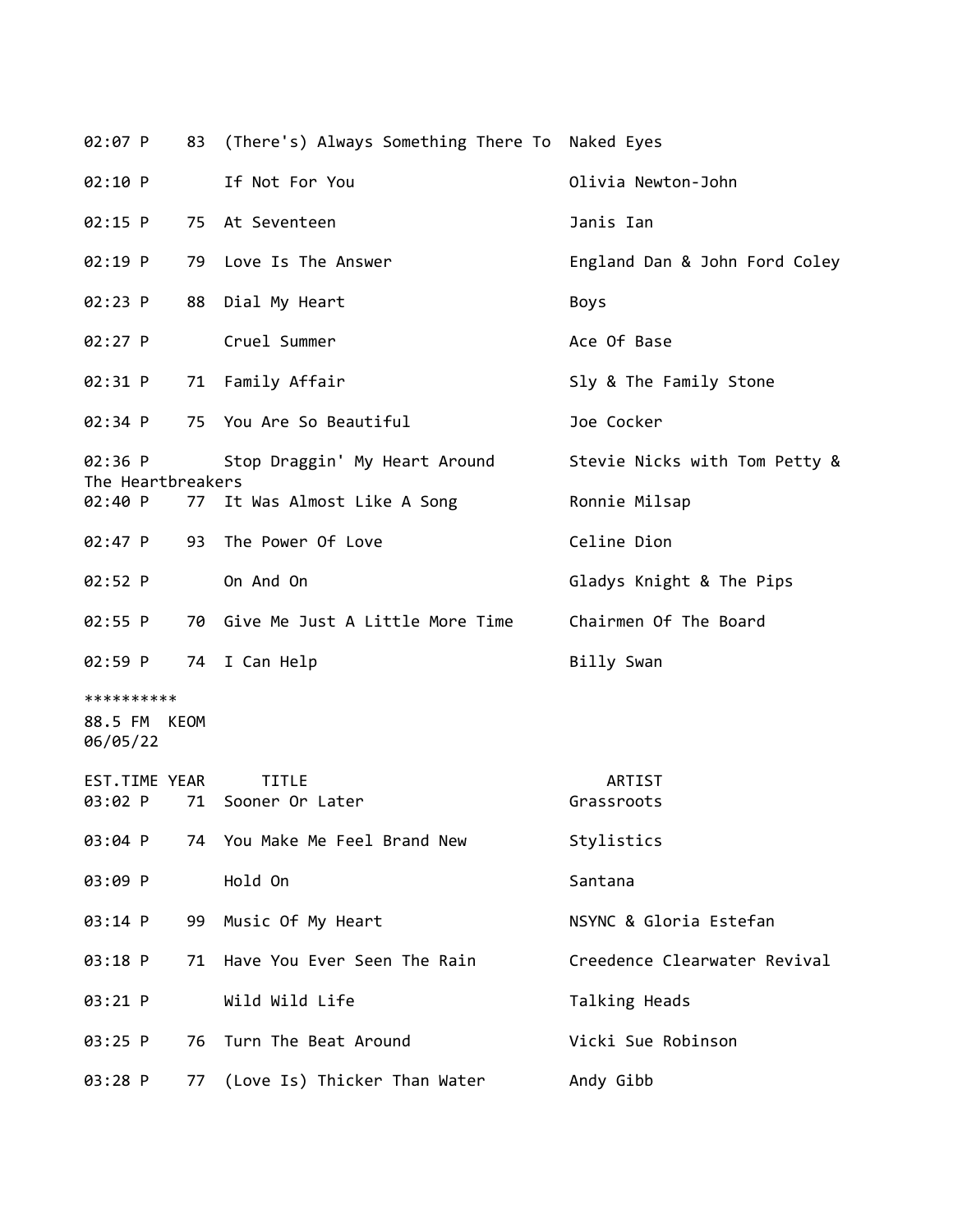| EST.TIME | YEAR | TITLE | ARTIST |
|---|---|---|---|
| 02:07 P | 83 | (There's) Always Something There To | Naked Eyes |
| 02:10 P | | If Not For You | Olivia Newton-John |
| 02:15 P | 75 | At Seventeen | Janis Ian |
| 02:19 P | 79 | Love Is The Answer | England Dan & John Ford Coley |
| 02:23 P | 88 | Dial My Heart | Boys |
| 02:27 P | | Cruel Summer | Ace Of Base |
| 02:31 P | 71 | Family Affair | Sly & The Family Stone |
| 02:34 P | 75 | You Are So Beautiful | Joe Cocker |
| 02:36 P | | Stop Draggin' My Heart Around | Stevie Nicks with Tom Petty & The Heartbreakers |
| 02:40 P | 77 | It Was Almost Like A Song | Ronnie Milsap |
| 02:47 P | 93 | The Power Of Love | Celine Dion |
| 02:52 P | | On And On | Gladys Knight & The Pips |
| 02:55 P | 70 | Give Me Just A Little More Time | Chairmen Of The Board |
| 02:59 P | 74 | I Can Help | Billy Swan |

**********

88.5 FM KEOM
06/05/22

| EST.TIME | YEAR | TITLE | ARTIST |
|---|---|---|---|
| 03:02 P | 71 | Sooner Or Later | Grassroots |
| 03:04 P | 74 | You Make Me Feel Brand New | Stylistics |
| 03:09 P | | Hold On | Santana |
| 03:14 P | 99 | Music Of My Heart | NSYNC & Gloria Estefan |
| 03:18 P | 71 | Have You Ever Seen The Rain | Creedence Clearwater Revival |
| 03:21 P | | Wild Wild Life | Talking Heads |
| 03:25 P | 76 | Turn The Beat Around | Vicki Sue Robinson |
| 03:28 P | 77 | (Love Is) Thicker Than Water | Andy Gibb |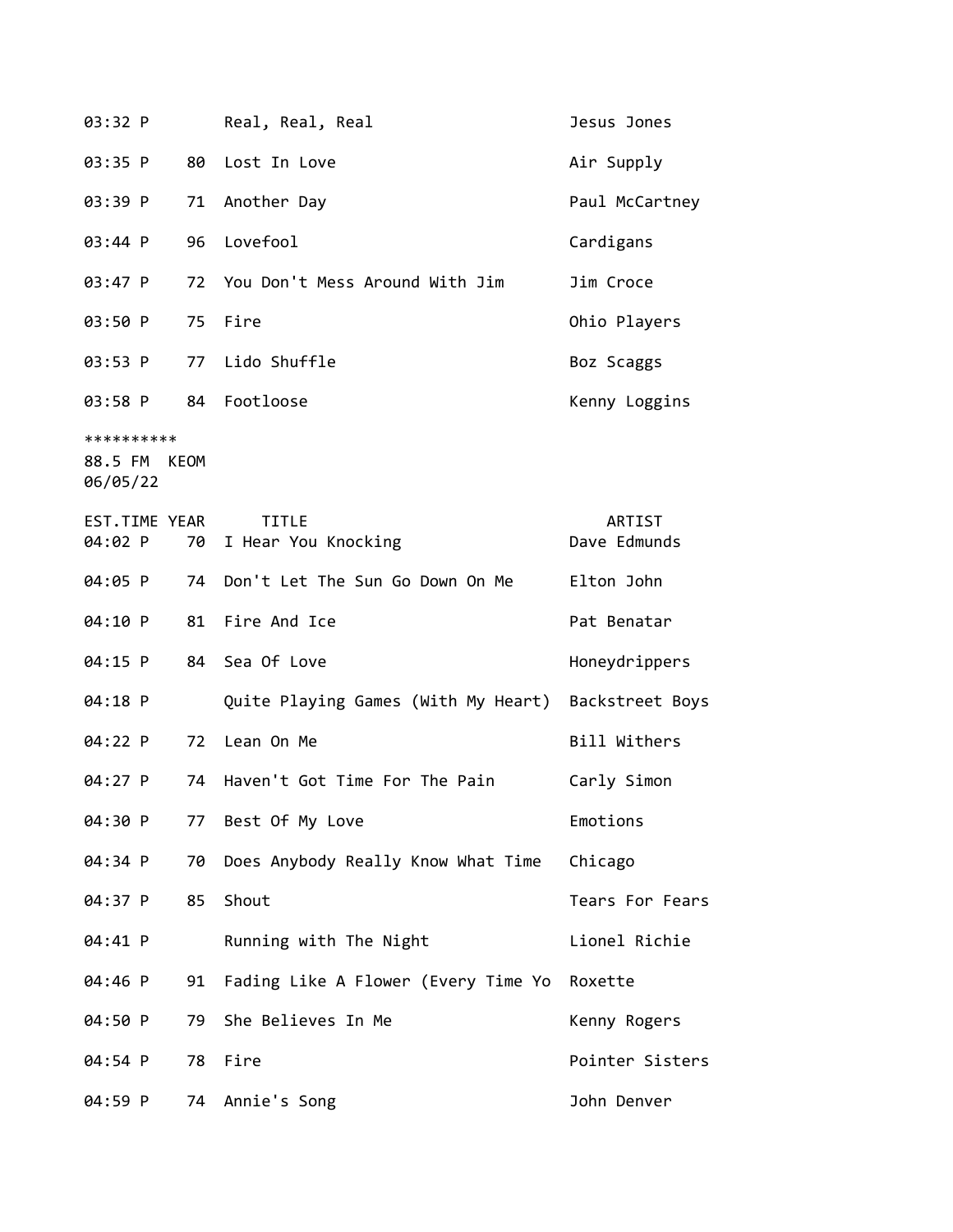| | | | |
|---|---|---|---|
| 03:32 P | | Real, Real, Real | Jesus Jones |
| 03:35 P | 80 | Lost In Love | Air Supply |
| 03:39 P | 71 | Another Day | Paul McCartney |
| 03:44 P | 96 | Lovefool | Cardigans |
| 03:47 P | 72 | You Don't Mess Around With Jim | Jim Croce |
| 03:50 P | 75 | Fire | Ohio Players |
| 03:53 P | 77 | Lido Shuffle | Boz Scaggs |
| 03:58 P | 84 | Footloose | Kenny Loggins |

**********
88.5 FM KEOM
06/05/22

| EST.TIME | YEAR | TITLE | ARTIST |
|---|---|---|---|
| 04:02 P | 70 | I Hear You Knocking | Dave Edmunds |
| 04:05 P | 74 | Don't Let The Sun Go Down On Me | Elton John |
| 04:10 P | 81 | Fire And Ice | Pat Benatar |
| 04:15 P | 84 | Sea Of Love | Honeydrippers |
| 04:18 P | | Quite Playing Games (With My Heart) | Backstreet Boys |
| 04:22 P | 72 | Lean On Me | Bill Withers |
| 04:27 P | 74 | Haven't Got Time For The Pain | Carly Simon |
| 04:30 P | 77 | Best Of My Love | Emotions |
| 04:34 P | 70 | Does Anybody Really Know What Time | Chicago |
| 04:37 P | 85 | Shout | Tears For Fears |
| 04:41 P | | Running with The Night | Lionel Richie |
| 04:46 P | 91 | Fading Like A Flower (Every Time Yo | Roxette |
| 04:50 P | 79 | She Believes In Me | Kenny Rogers |
| 04:54 P | 78 | Fire | Pointer Sisters |
| 04:59 P | 74 | Annie's Song | John Denver |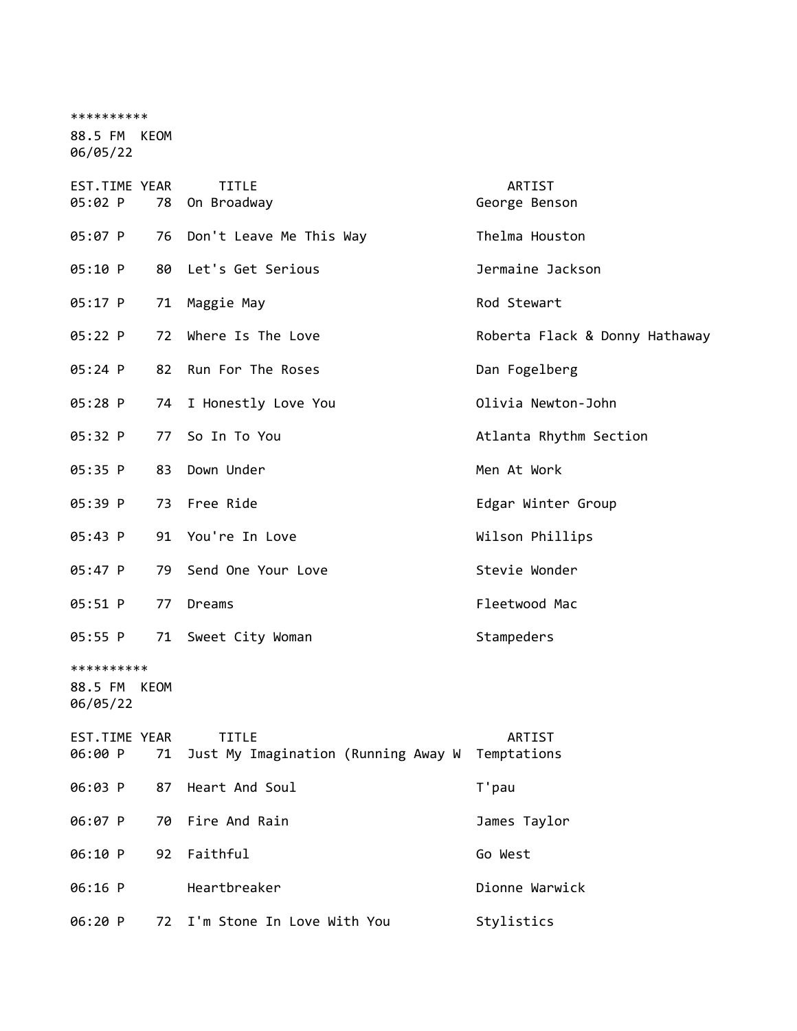**********
88.5 FM  KEOM
06/05/22

| EST.TIME | YEAR | TITLE | ARTIST |
|---|---|---|---|
| 05:02 P | 78 | On Broadway | George Benson |
| 05:07 P | 76 | Don't Leave Me This Way | Thelma Houston |
| 05:10 P | 80 | Let's Get Serious | Jermaine Jackson |
| 05:17 P | 71 | Maggie May | Rod Stewart |
| 05:22 P | 72 | Where Is The Love | Roberta Flack & Donny Hathaway |
| 05:24 P | 82 | Run For The Roses | Dan Fogelberg |
| 05:28 P | 74 | I Honestly Love You | Olivia Newton-John |
| 05:32 P | 77 | So In To You | Atlanta Rhythm Section |
| 05:35 P | 83 | Down Under | Men At Work |
| 05:39 P | 73 | Free Ride | Edgar Winter Group |
| 05:43 P | 91 | You're In Love | Wilson Phillips |
| 05:47 P | 79 | Send One Your Love | Stevie Wonder |
| 05:51 P | 77 | Dreams | Fleetwood Mac |
| 05:55 P | 71 | Sweet City Woman | Stampeders |

**********
88.5 FM  KEOM
06/05/22

| EST.TIME | YEAR | TITLE | ARTIST |
|---|---|---|---|
| 06:00 P | 71 | Just My Imagination (Running Away W | Temptations |
| 06:03 P | 87 | Heart And Soul | T'pau |
| 06:07 P | 70 | Fire And Rain | James Taylor |
| 06:10 P | 92 | Faithful | Go West |
| 06:16 P | | Heartbreaker | Dionne Warwick |
| 06:20 P | 72 | I'm Stone In Love With You | Stylistics |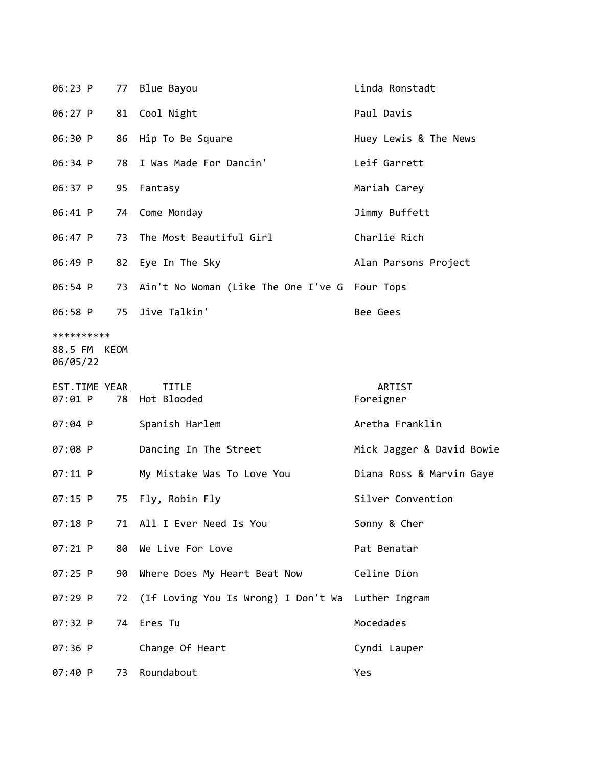| EST.TIME | YEAR | TITLE | ARTIST |
|---|---|---|---|
| 06:23 P | 77 | Blue Bayou | Linda Ronstadt |
| 06:27 P | 81 | Cool Night | Paul Davis |
| 06:30 P | 86 | Hip To Be Square | Huey Lewis & The News |
| 06:34 P | 78 | I Was Made For Dancin' | Leif Garrett |
| 06:37 P | 95 | Fantasy | Mariah Carey |
| 06:41 P | 74 | Come Monday | Jimmy Buffett |
| 06:47 P | 73 | The Most Beautiful Girl | Charlie Rich |
| 06:49 P | 82 | Eye In The Sky | Alan Parsons Project |
| 06:54 P | 73 | Ain't No Woman (Like The One I've G | Four Tops |
| 06:58 P | 75 | Jive Talkin' | Bee Gees |

**********
88.5 FM KEOM
06/05/22

| EST.TIME | YEAR | TITLE | ARTIST |
|---|---|---|---|
| 07:01 P | 78 | Hot Blooded | Foreigner |
| 07:04 P | | Spanish Harlem | Aretha Franklin |
| 07:08 P | | Dancing In The Street | Mick Jagger & David Bowie |
| 07:11 P | | My Mistake Was To Love You | Diana Ross & Marvin Gaye |
| 07:15 P | 75 | Fly, Robin Fly | Silver Convention |
| 07:18 P | 71 | All I Ever Need Is You | Sonny & Cher |
| 07:21 P | 80 | We Live For Love | Pat Benatar |
| 07:25 P | 90 | Where Does My Heart Beat Now | Celine Dion |
| 07:29 P | 72 | (If Loving You Is Wrong) I Don't Wa | Luther Ingram |
| 07:32 P | 74 | Eres Tu | Mocedades |
| 07:36 P | | Change Of Heart | Cyndi Lauper |
| 07:40 P | 73 | Roundabout | Yes |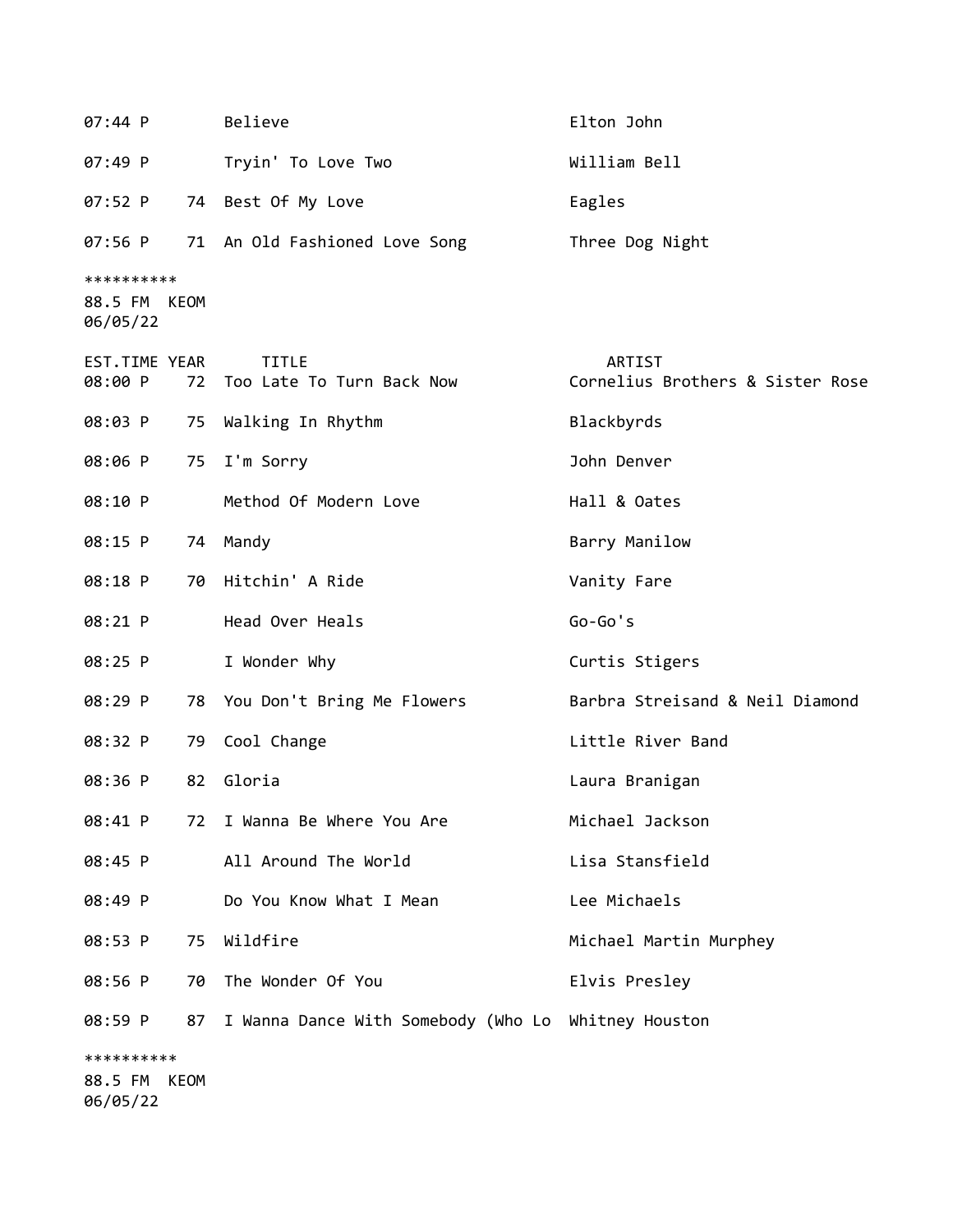| EST.TIME | YEAR | TITLE | ARTIST |
|---|---|---|---|
| 07:44 P | | Believe | Elton John |
| 07:49 P | | Tryin' To Love Two | William Bell |
| 07:52 P | 74 | Best Of My Love | Eagles |
| 07:56 P | 71 | An Old Fashioned Love Song | Three Dog Night |

**********
88.5 FM KEOM
06/05/22

| EST.TIME | YEAR | TITLE | ARTIST |
|---|---|---|---|
| 08:00 P | 72 | Too Late To Turn Back Now | Cornelius Brothers & Sister Rose |
| 08:03 P | 75 | Walking In Rhythm | Blackbyrds |
| 08:06 P | 75 | I'm Sorry | John Denver |
| 08:10 P | | Method Of Modern Love | Hall & Oates |
| 08:15 P | 74 | Mandy | Barry Manilow |
| 08:18 P | 70 | Hitchin' A Ride | Vanity Fare |
| 08:21 P | | Head Over Heals | Go-Go's |
| 08:25 P | | I Wonder Why | Curtis Stigers |
| 08:29 P | 78 | You Don't Bring Me Flowers | Barbra Streisand & Neil Diamond |
| 08:32 P | 79 | Cool Change | Little River Band |
| 08:36 P | 82 | Gloria | Laura Branigan |
| 08:41 P | 72 | I Wanna Be Where You Are | Michael Jackson |
| 08:45 P | | All Around The World | Lisa Stansfield |
| 08:49 P | | Do You Know What I Mean | Lee Michaels |
| 08:53 P | 75 | Wildfire | Michael Martin Murphey |
| 08:56 P | 70 | The Wonder Of You | Elvis Presley |
| 08:59 P | 87 | I Wanna Dance With Somebody (Who Lo | Whitney Houston |

**********
88.5 FM KEOM
06/05/22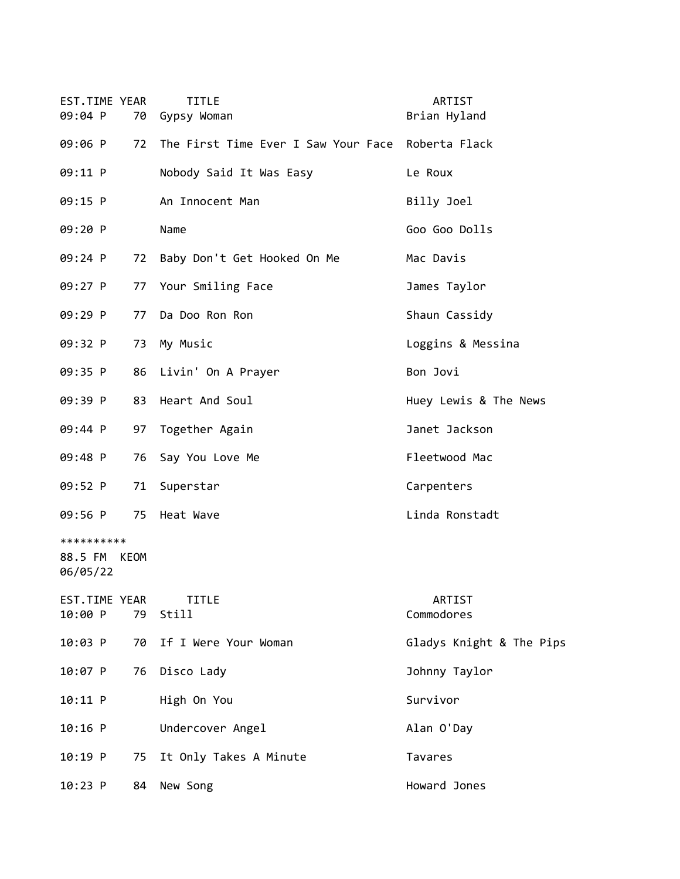| EST.TIME | YEAR | TITLE | ARTIST |
|---|---|---|---|
| 09:04 P | 70 | Gypsy Woman | Brian Hyland |
| 09:06 P | 72 | The First Time Ever I Saw Your Face | Roberta Flack |
| 09:11 P | | Nobody Said It Was Easy | Le Roux |
| 09:15 P | | An Innocent Man | Billy Joel |
| 09:20 P | | Name | Goo Goo Dolls |
| 09:24 P | 72 | Baby Don't Get Hooked On Me | Mac Davis |
| 09:27 P | 77 | Your Smiling Face | James Taylor |
| 09:29 P | 77 | Da Doo Ron Ron | Shaun Cassidy |
| 09:32 P | 73 | My Music | Loggins & Messina |
| 09:35 P | 86 | Livin' On A Prayer | Bon Jovi |
| 09:39 P | 83 | Heart And Soul | Huey Lewis & The News |
| 09:44 P | 97 | Together Again | Janet Jackson |
| 09:48 P | 76 | Say You Love Me | Fleetwood Mac |
| 09:52 P | 71 | Superstar | Carpenters |
| 09:56 P | 75 | Heat Wave | Linda Ronstadt |

**********
88.5 FM KEOM
06/05/22

| EST.TIME | YEAR | TITLE | ARTIST |
|---|---|---|---|
| 10:00 P | 79 | Still | Commodores |
| 10:03 P | 70 | If I Were Your Woman | Gladys Knight & The Pips |
| 10:07 P | 76 | Disco Lady | Johnny Taylor |
| 10:11 P | | High On You | Survivor |
| 10:16 P | | Undercover Angel | Alan O'Day |
| 10:19 P | 75 | It Only Takes A Minute | Tavares |
| 10:23 P | 84 | New Song | Howard Jones |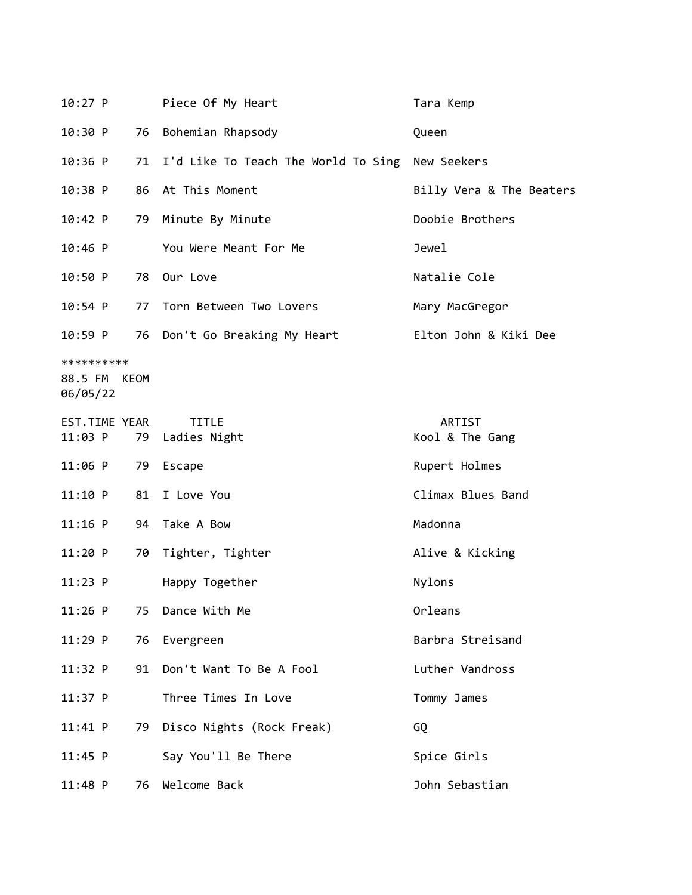| | | | |
|---|---|---|---|
| 10:27 P | | Piece Of My Heart | Tara Kemp |
| 10:30 P | 76 | Bohemian Rhapsody | Queen |
| 10:36 P | 71 | I'd Like To Teach The World To Sing | New Seekers |
| 10:38 P | 86 | At This Moment | Billy Vera & The Beaters |
| 10:42 P | 79 | Minute By Minute | Doobie Brothers |
| 10:46 P | | You Were Meant For Me | Jewel |
| 10:50 P | 78 | Our Love | Natalie Cole |
| 10:54 P | 77 | Torn Between Two Lovers | Mary MacGregor |
| 10:59 P | 76 | Don't Go Breaking My Heart | Elton John & Kiki Dee |

**********
88.5 FM KEOM
06/05/22

| EST.TIME | YEAR | TITLE | ARTIST |
|---|---|---|---|
| 11:03 P | 79 | Ladies Night | Kool & The Gang |
| 11:06 P | 79 | Escape | Rupert Holmes |
| 11:10 P | 81 | I Love You | Climax Blues Band |
| 11:16 P | 94 | Take A Bow | Madonna |
| 11:20 P | 70 | Tighter, Tighter | Alive & Kicking |
| 11:23 P | | Happy Together | Nylons |
| 11:26 P | 75 | Dance With Me | Orleans |
| 11:29 P | 76 | Evergreen | Barbra Streisand |
| 11:32 P | 91 | Don't Want To Be A Fool | Luther Vandross |
| 11:37 P | | Three Times In Love | Tommy James |
| 11:41 P | 79 | Disco Nights (Rock Freak) | GQ |
| 11:45 P | | Say You'll Be There | Spice Girls |
| 11:48 P | 76 | Welcome Back | John Sebastian |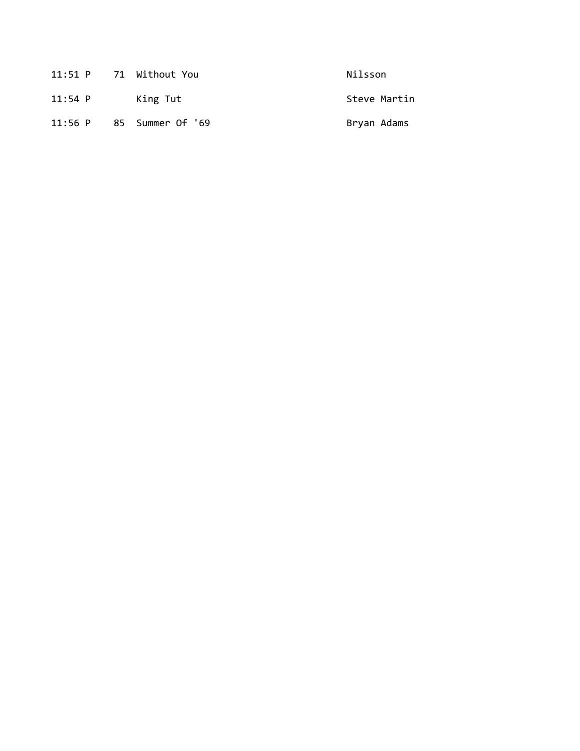| | | | |
|---|---|---|---|
| 11:51 P | 71 | Without You | Nilsson |
| 11:54 P | | King Tut | Steve Martin |
| 11:56 P | 85 | Summer Of '69 | Bryan Adams |